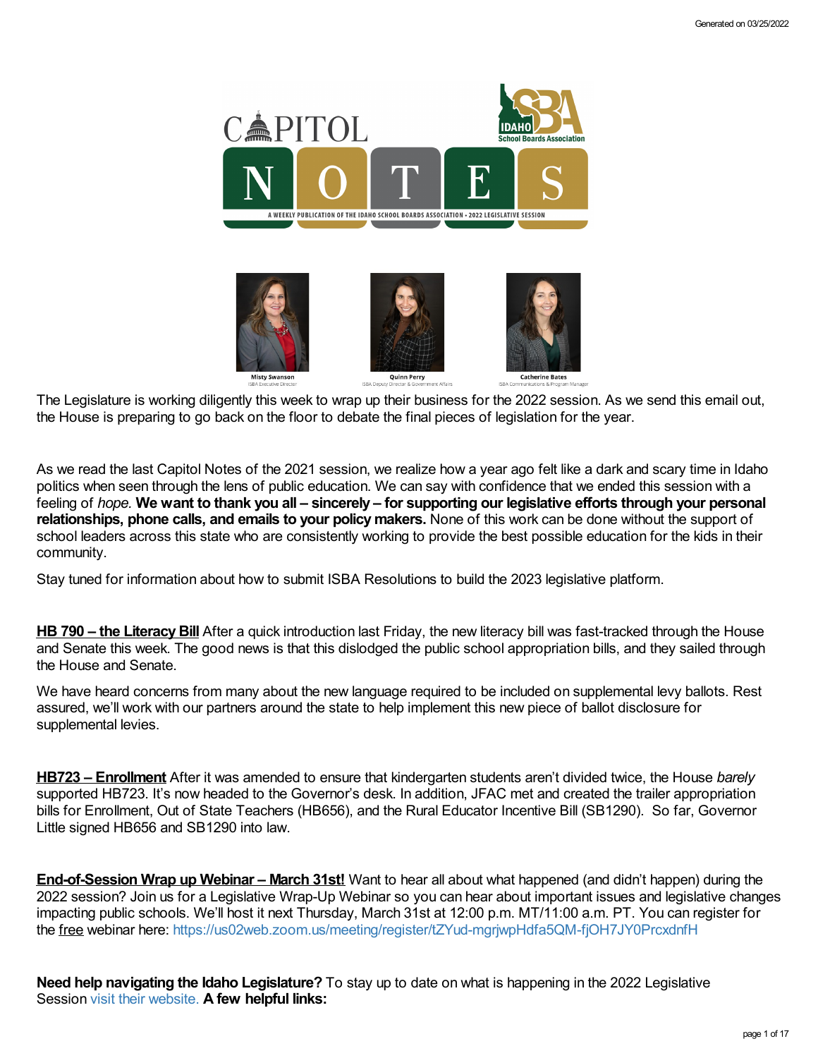Generated on 03/25/2022

CAPITOL NOTES

A WEEKLY PUBLICATION OF THE IDAHO SCHOOL BOARDS ASSOCIATION • 2022 LEGISLATIVE SESSION

Misty Swanson
ISBA Executive Director

Quinn Perry
ISBA Deputy Director & Government Affairs

Catherine Bates
ISBA Communications & Program Manager

The Legislature is working diligently this week to wrap up their business for the 2022 session. As we send this email out, the House is preparing to go back on the floor to debate the final pieces of legislation for the year.

As we read the last Capitol Notes of the 2021 session, we realize how a year ago felt like a dark and scary time in Idaho politics when seen through the lens of public education. We can say with confidence that we ended this session with a feeling of *hope.* **We want to thank you all – sincerely – for supporting our legislative efforts through your personal relationships, phone calls, and emails to your policy makers.** None of this work can be done without the support of school leaders across this state who are consistently working to provide the best possible education for the kids in their community.

Stay tuned for information about how to submit ISBA Resolutions to build the 2023 legislative platform.

**HB 790 – the Literacy Bill** After a quick introduction last Friday, the new literacy bill was fast-tracked through the House and Senate this week. The good news is that this dislodged the public school appropriation bills, and they sailed through the House and Senate.

We have heard concerns from many about the new language required to be included on supplemental levy ballots. Rest assured, we'll work with our partners around the state to help implement this new piece of ballot disclosure for supplemental levies.

**HB723 – Enrollment** After it was amended to ensure that kindergarten students aren't divided twice, the House *barely* supported HB723. It's now headed to the Governor's desk. In addition, JFAC met and created the trailer appropriation bills for Enrollment, Out of State Teachers (HB656), and the Rural Educator Incentive Bill (SB1290). So far, Governor Little signed HB656 and SB1290 into law.

**End-of-Session Wrap up Webinar – March 31st!** Want to hear all about what happened (and didn't happen) during the 2022 session? Join us for a Legislative Wrap-Up Webinar so you can hear about important issues and legislative changes impacting public schools. We'll host it next Thursday, March 31st at 12:00 p.m. MT/11:00 a.m. PT. You can register for the free webinar here: https://us02web.zoom.us/meeting/register/tZYud-mgrjwpHdfa5QM-fjOH7JY0PrcxdnfH

**Need help navigating the Idaho Legislature?** To stay up to date on what is happening in the 2022 Legislative Session visit their website. **A few helpful links:**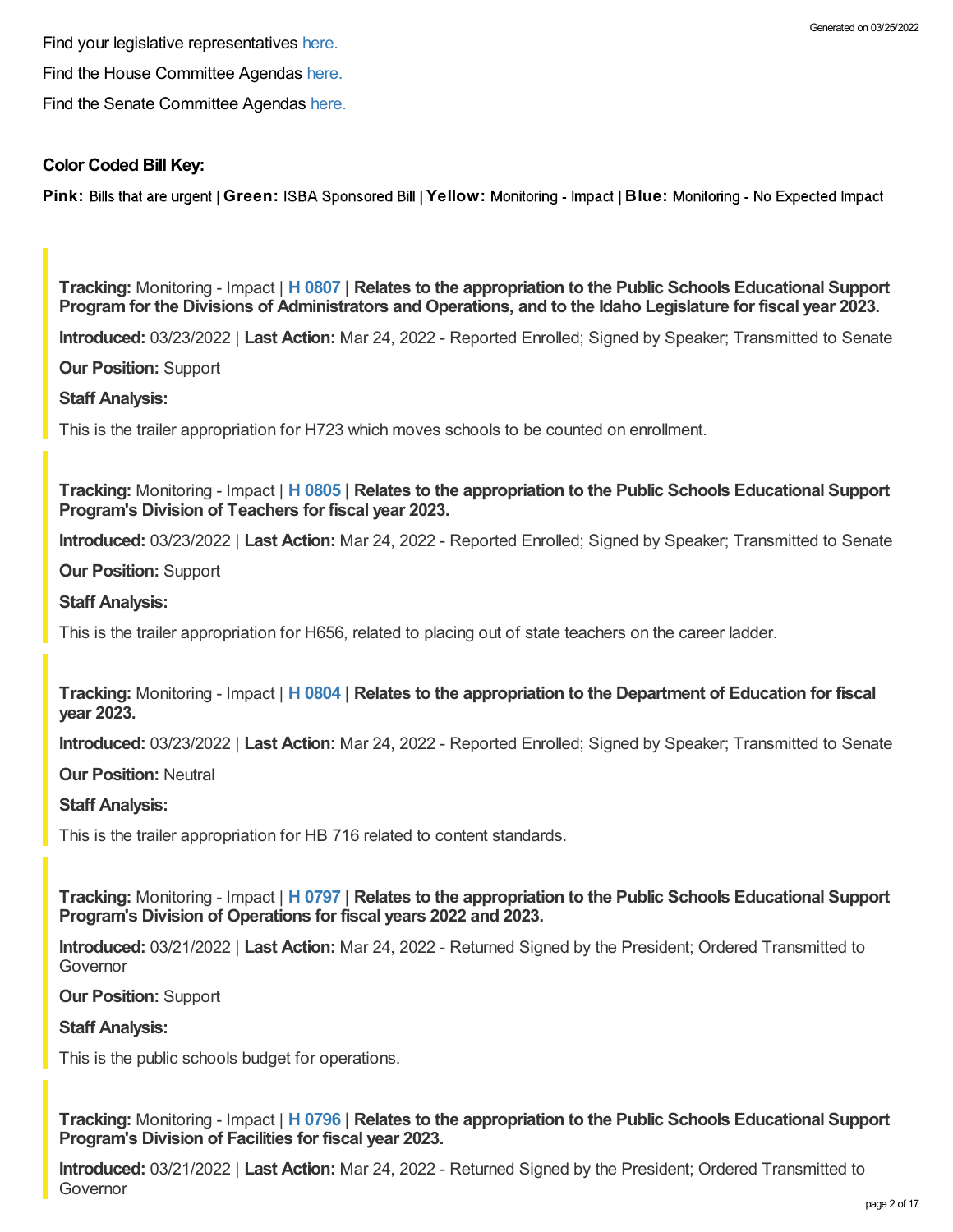Find your legislative representatives here.

Find the House Committee Agendas here.

Find the Senate Committee Agendas here.

**Color Coded Bill Key:**

**Pink:** Bills that are urgent | **Green:** ISBA Sponsored Bill | **Yellow:** Monitoring - Impact | **Blue:** Monitoring - No Expected Impact

---

**Tracking:** Monitoring - Impact | **H 0807 | Relates to the appropriation to the Public Schools Educational Support Program for the Divisions of Administrators and Operations, and to the Idaho Legislature for fiscal year 2023.**

**Introduced:** 03/23/2022 | **Last Action:** Mar 24, 2022 - Reported Enrolled; Signed by Speaker; Transmitted to Senate

**Our Position:** Support

**Staff Analysis:**

This is the trailer appropriation for H723 which moves schools to be counted on enrollment.

---

**Tracking:** Monitoring - Impact | **H 0805 | Relates to the appropriation to the Public Schools Educational Support Program's Division of Teachers for fiscal year 2023.**

**Introduced:** 03/23/2022 | **Last Action:** Mar 24, 2022 - Reported Enrolled; Signed by Speaker; Transmitted to Senate

**Our Position:** Support

**Staff Analysis:**

This is the trailer appropriation for H656, related to placing out of state teachers on the career ladder.

---

**Tracking:** Monitoring - Impact | **H 0804 | Relates to the appropriation to the Department of Education for fiscal year 2023.**

**Introduced:** 03/23/2022 | **Last Action:** Mar 24, 2022 - Reported Enrolled; Signed by Speaker; Transmitted to Senate

**Our Position:** Neutral

**Staff Analysis:**

This is the trailer appropriation for HB 716 related to content standards.

---

**Tracking:** Monitoring - Impact | **H 0797 | Relates to the appropriation to the Public Schools Educational Support Program's Division of Operations for fiscal years 2022 and 2023.**

**Introduced:** 03/21/2022 | **Last Action:** Mar 24, 2022 - Returned Signed by the President; Ordered Transmitted to Governor

**Our Position:** Support

**Staff Analysis:**

This is the public schools budget for operations.

---

**Tracking:** Monitoring - Impact | **H 0796 | Relates to the appropriation to the Public Schools Educational Support Program's Division of Facilities for fiscal year 2023.**

**Introduced:** 03/21/2022 | **Last Action:** Mar 24, 2022 - Returned Signed by the President; Ordered Transmitted to Governor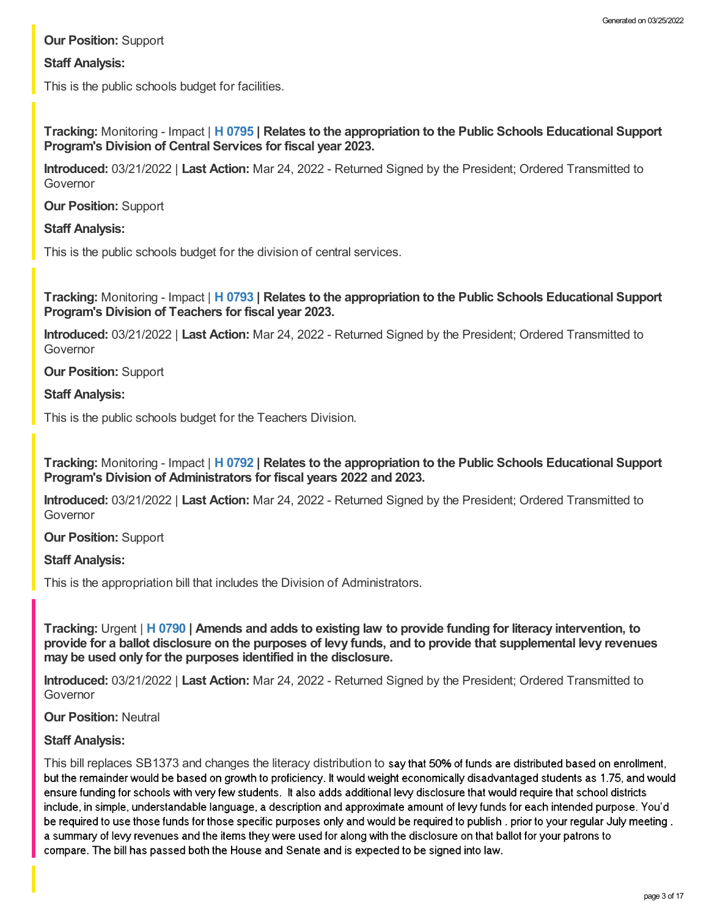**Our Position:** Support

**Staff Analysis:**

This is the public schools budget for facilities.

**Tracking:** Monitoring - Impact | **H 0795 | Relates to the appropriation to the Public Schools Educational Support Program's Division of Central Services for fiscal year 2023.**

**Introduced:** 03/21/2022 | **Last Action:** Mar 24, 2022 - Returned Signed by the President; Ordered Transmitted to Governor

**Our Position:** Support

**Staff Analysis:**

This is the public schools budget for the division of central services.

**Tracking:** Monitoring - Impact | **H 0793 | Relates to the appropriation to the Public Schools Educational Support Program's Division of Teachers for fiscal year 2023.**

**Introduced:** 03/21/2022 | **Last Action:** Mar 24, 2022 - Returned Signed by the President; Ordered Transmitted to Governor

**Our Position:** Support

**Staff Analysis:**

This is the public schools budget for the Teachers Division.

**Tracking:** Monitoring - Impact | **H 0792 | Relates to the appropriation to the Public Schools Educational Support Program's Division of Administrators for fiscal years 2022 and 2023.**

**Introduced:** 03/21/2022 | **Last Action:** Mar 24, 2022 - Returned Signed by the President; Ordered Transmitted to Governor

**Our Position:** Support

**Staff Analysis:**

This is the appropriation bill that includes the Division of Administrators.

**Tracking:** Urgent | **H 0790 | Amends and adds to existing law to provide funding for literacy intervention, to provide for a ballot disclosure on the purposes of levy funds, and to provide that supplemental levy revenues may be used only for the purposes identified in the disclosure.**

**Introduced:** 03/21/2022 | **Last Action:** Mar 24, 2022 - Returned Signed by the President; Ordered Transmitted to Governor

**Our Position:** Neutral

**Staff Analysis:**

This bill replaces SB1373 and changes the literacy distribution to say that 50% of funds are distributed based on enrollment, but the remainder would be based on growth to proficiency. It would weight economically disadvantaged students as 1.75, and would ensure funding for schools with very few students. It also adds additional levy disclosure that would require that school districts include, in simple, understandable language, a description and approximate amount of levy funds for each intended purpose. You'd be required to use those funds for those specific purposes only and would be required to publish . prior to your regular July meeting . a summary of levy revenues and the items they were used for along with the disclosure on that ballot for your patrons to compare. The bill has passed both the House and Senate and is expected to be signed into law.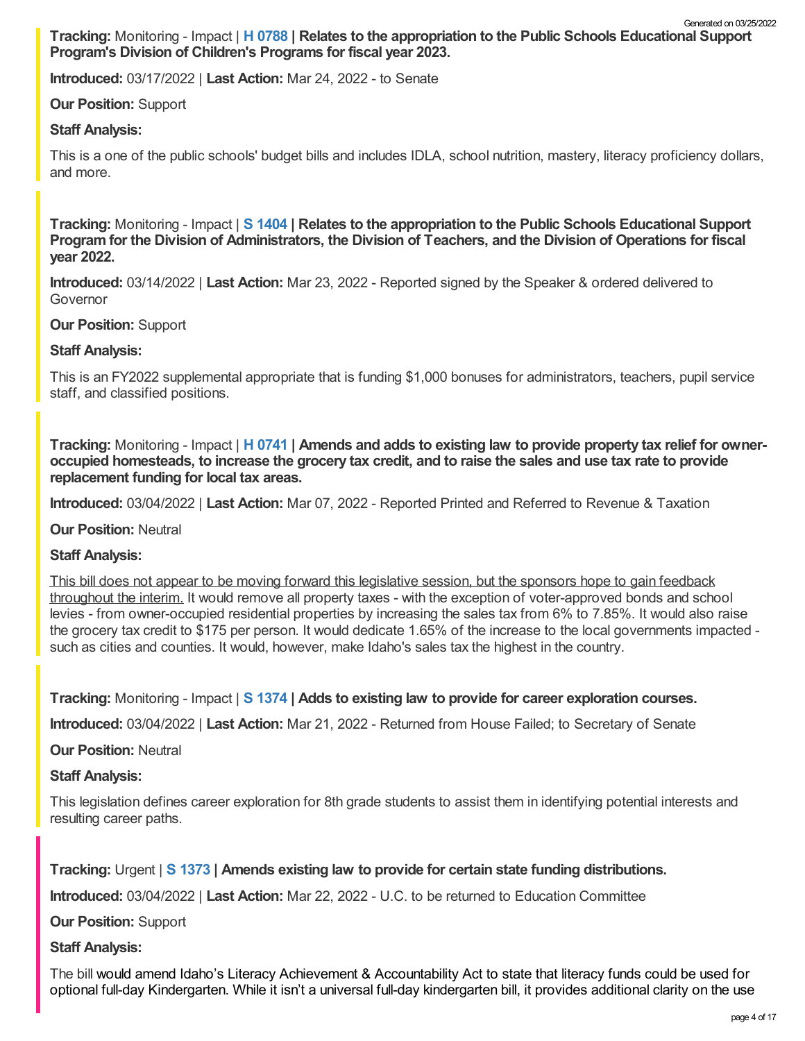**Tracking:** Monitoring - Impact | **H 0788 | Relates to the appropriation to the Public Schools Educational Support Program's Division of Children's Programs for fiscal year 2023.**

**Introduced:** 03/17/2022 | **Last Action:** Mar 24, 2022 - to Senate

**Our Position:** Support

**Staff Analysis:**

This is a one of the public schools' budget bills and includes IDLA, school nutrition, mastery, literacy proficiency dollars, and more.

**Tracking:** Monitoring - Impact | **S 1404 | Relates to the appropriation to the Public Schools Educational Support Program for the Division of Administrators, the Division of Teachers, and the Division of Operations for fiscal year 2022.**

**Introduced:** 03/14/2022 | **Last Action:** Mar 23, 2022 - Reported signed by the Speaker & ordered delivered to Governor

**Our Position:** Support

**Staff Analysis:**

This is an FY2022 supplemental appropriate that is funding $1,000 bonuses for administrators, teachers, pupil service staff, and classified positions.

**Tracking:** Monitoring - Impact | **H 0741 | Amends and adds to existing law to provide property tax relief for owner-occupied homesteads, to increase the grocery tax credit, and to raise the sales and use tax rate to provide replacement funding for local tax areas.**

**Introduced:** 03/04/2022 | **Last Action:** Mar 07, 2022 - Reported Printed and Referred to Revenue & Taxation

**Our Position:** Neutral

**Staff Analysis:**

<u>This bill does not appear to be moving forward this legislative session, but the sponsors hope to gain feedback throughout the interim.</u> It would remove all property taxes - with the exception of voter-approved bonds and school levies - from owner-occupied residential properties by increasing the sales tax from 6% to 7.85%. It would also raise the grocery tax credit to $175 per person. It would dedicate 1.65% of the increase to the local governments impacted - such as cities and counties. It would, however, make Idaho's sales tax the highest in the country.

**Tracking:** Monitoring - Impact | **S 1374 | Adds to existing law to provide for career exploration courses.**

**Introduced:** 03/04/2022 | **Last Action:** Mar 21, 2022 - Returned from House Failed; to Secretary of Senate

**Our Position:** Neutral

**Staff Analysis:**

This legislation defines career exploration for 8th grade students to assist them in identifying potential interests and resulting career paths.

**Tracking:** Urgent | **S 1373 | Amends existing law to provide for certain state funding distributions.**

**Introduced:** 03/04/2022 | **Last Action:** Mar 22, 2022 - U.C. to be returned to Education Committee

**Our Position:** Support

**Staff Analysis:**

The bill would amend Idaho's Literacy Achievement & Accountability Act to state that literacy funds could be used for optional full-day Kindergarten. While it isn't a universal full-day kindergarten bill, it provides additional clarity on the use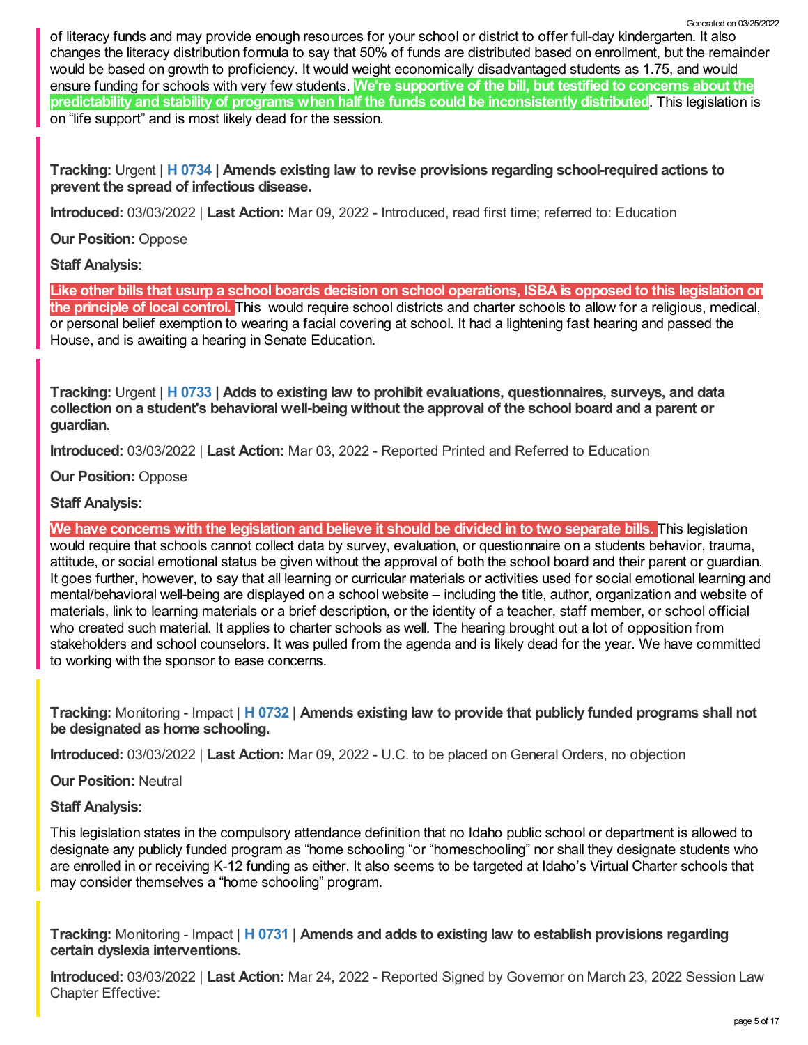of literacy funds and may provide enough resources for your school or district to offer full-day kindergarten. It also changes the literacy distribution formula to say that 50% of funds are distributed based on enrollment, but the remainder would be based on growth to proficiency. It would weight economically disadvantaged students as 1.75, and would ensure funding for schools with very few students. **We're supportive of the bill, but testified to concerns about the predictability and stability of programs when half the funds could be inconsistently distributed**. This legislation is on "life support" and is most likely dead for the session.

**Tracking:** Urgent | **H 0734 | Amends existing law to revise provisions regarding school-required actions to prevent the spread of infectious disease.**

**Introduced:** 03/03/2022 | **Last Action:** Mar 09, 2022 - Introduced, read first time; referred to: Education

**Our Position:** Oppose

**Staff Analysis:**

**Like other bills that usurp a school boards decision on school operations, ISBA is opposed to this legislation on the principle of local control.** This would require school districts and charter schools to allow for a religious, medical, or personal belief exemption to wearing a facial covering at school. It had a lightening fast hearing and passed the House, and is awaiting a hearing in Senate Education.

**Tracking:** Urgent | **H 0733 | Adds to existing law to prohibit evaluations, questionnaires, surveys, and data collection on a student's behavioral well-being without the approval of the school board and a parent or guardian.**

**Introduced:** 03/03/2022 | **Last Action:** Mar 03, 2022 - Reported Printed and Referred to Education

**Our Position:** Oppose

**Staff Analysis:**

**We have concerns with the legislation and believe it should be divided in to two separate bills.** This legislation would require that schools cannot collect data by survey, evaluation, or questionnaire on a students behavior, trauma, attitude, or social emotional status be given without the approval of both the school board and their parent or guardian. It goes further, however, to say that all learning or curricular materials or activities used for social emotional learning and mental/behavioral well-being are displayed on a school website – including the title, author, organization and website of materials, link to learning materials or a brief description, or the identity of a teacher, staff member, or school official who created such material. It applies to charter schools as well. The hearing brought out a lot of opposition from stakeholders and school counselors. It was pulled from the agenda and is likely dead for the year. We have committed to working with the sponsor to ease concerns.

**Tracking:** Monitoring - Impact | **H 0732 | Amends existing law to provide that publicly funded programs shall not be designated as home schooling.**

**Introduced:** 03/03/2022 | **Last Action:** Mar 09, 2022 - U.C. to be placed on General Orders, no objection

**Our Position:** Neutral

**Staff Analysis:**

This legislation states in the compulsory attendance definition that no Idaho public school or department is allowed to designate any publicly funded program as "home schooling "or "homeschooling" nor shall they designate students who are enrolled in or receiving K-12 funding as either. It also seems to be targeted at Idaho's Virtual Charter schools that may consider themselves a "home schooling" program.

**Tracking:** Monitoring - Impact | **H 0731 | Amends and adds to existing law to establish provisions regarding certain dyslexia interventions.**

**Introduced:** 03/03/2022 | **Last Action:** Mar 24, 2022 - Reported Signed by Governor on March 23, 2022 Session Law Chapter Effective: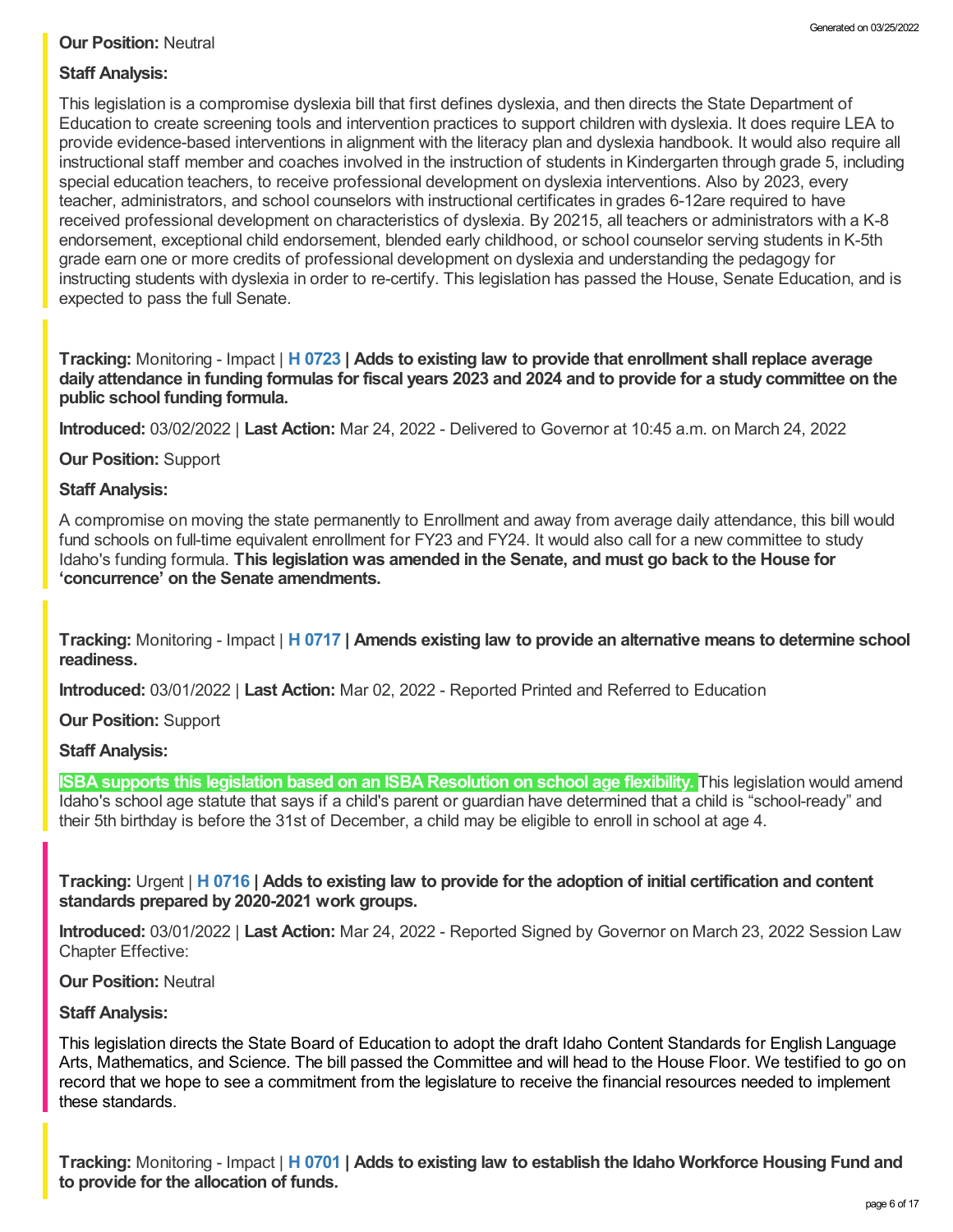**Our Position:** Neutral

**Staff Analysis:**

This legislation is a compromise dyslexia bill that first defines dyslexia, and then directs the State Department of Education to create screening tools and intervention practices to support children with dyslexia. It does require LEA to provide evidence-based interventions in alignment with the literacy plan and dyslexia handbook. It would also require all instructional staff member and coaches involved in the instruction of students in Kindergarten through grade 5, including special education teachers, to receive professional development on dyslexia interventions. Also by 2023, every teacher, administrators, and school counselors with instructional certificates in grades 6-12are required to have received professional development on characteristics of dyslexia. By 20215, all teachers or administrators with a K-8 endorsement, exceptional child endorsement, blended early childhood, or school counselor serving students in K-5th grade earn one or more credits of professional development on dyslexia and understanding the pedagogy for instructing students with dyslexia in order to re-certify. This legislation has passed the House, Senate Education, and is expected to pass the full Senate.

**Tracking:** Monitoring - Impact | **H 0723 | Adds to existing law to provide that enrollment shall replace average daily attendance in funding formulas for fiscal years 2023 and 2024 and to provide for a study committee on the public school funding formula.**

**Introduced:** 03/02/2022 | **Last Action:** Mar 24, 2022 - Delivered to Governor at 10:45 a.m. on March 24, 2022

**Our Position:** Support

**Staff Analysis:**

A compromise on moving the state permanently to Enrollment and away from average daily attendance, this bill would fund schools on full-time equivalent enrollment for FY23 and FY24. It would also call for a new committee to study Idaho's funding formula. **This legislation was amended in the Senate, and must go back to the House for 'concurrence' on the Senate amendments.**

**Tracking:** Monitoring - Impact | **H 0717 | Amends existing law to provide an alternative means to determine school readiness.**

**Introduced:** 03/01/2022 | **Last Action:** Mar 02, 2022 - Reported Printed and Referred to Education

**Our Position:** Support

**Staff Analysis:**

**ISBA supports this legislation based on an ISBA Resolution on school age flexibility.** This legislation would amend Idaho's school age statute that says if a child's parent or guardian have determined that a child is "school-ready" and their 5th birthday is before the 31st of December, a child may be eligible to enroll in school at age 4.

**Tracking:** Urgent | **H 0716 | Adds to existing law to provide for the adoption of initial certification and content standards prepared by 2020-2021 work groups.**

**Introduced:** 03/01/2022 | **Last Action:** Mar 24, 2022 - Reported Signed by Governor on March 23, 2022 Session Law Chapter Effective:

**Our Position:** Neutral

**Staff Analysis:**

This legislation directs the State Board of Education to adopt the draft Idaho Content Standards for English Language Arts, Mathematics, and Science. The bill passed the Committee and will head to the House Floor. We testified to go on record that we hope to see a commitment from the legislature to receive the financial resources needed to implement these standards.

**Tracking:** Monitoring - Impact | **H 0701 | Adds to existing law to establish the Idaho Workforce Housing Fund and to provide for the allocation of funds.**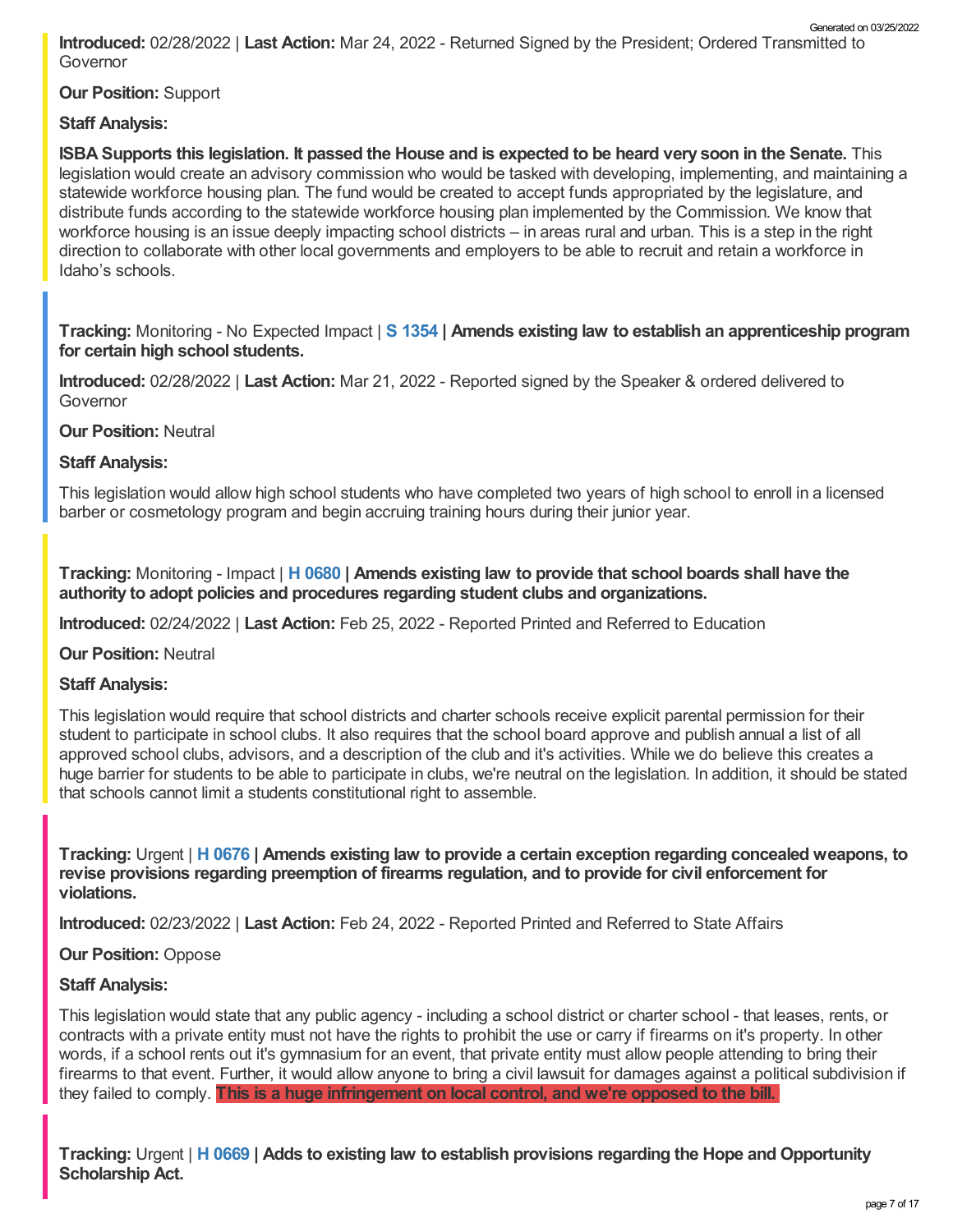**Introduced:** 02/28/2022 | **Last Action:** Mar 24, 2022 - Returned Signed by the President; Ordered Transmitted to Governor

**Our Position:** Support

**Staff Analysis:**

**ISBA Supports this legislation. It passed the House and is expected to be heard very soon in the Senate.** This legislation would create an advisory commission who would be tasked with developing, implementing, and maintaining a statewide workforce housing plan. The fund would be created to accept funds appropriated by the legislature, and distribute funds according to the statewide workforce housing plan implemented by the Commission. We know that workforce housing is an issue deeply impacting school districts – in areas rural and urban. This is a step in the right direction to collaborate with other local governments and employers to be able to recruit and retain a workforce in Idaho's schools.

**Tracking:** Monitoring - No Expected Impact | **S 1354 | Amends existing law to establish an apprenticeship program for certain high school students.**

**Introduced:** 02/28/2022 | **Last Action:** Mar 21, 2022 - Reported signed by the Speaker & ordered delivered to Governor

**Our Position:** Neutral

**Staff Analysis:**

This legislation would allow high school students who have completed two years of high school to enroll in a licensed barber or cosmetology program and begin accruing training hours during their junior year.

**Tracking:** Monitoring - Impact | **H 0680 | Amends existing law to provide that school boards shall have the authority to adopt policies and procedures regarding student clubs and organizations.**

**Introduced:** 02/24/2022 | **Last Action:** Feb 25, 2022 - Reported Printed and Referred to Education

**Our Position:** Neutral

**Staff Analysis:**

This legislation would require that school districts and charter schools receive explicit parental permission for their student to participate in school clubs. It also requires that the school board approve and publish annual a list of all approved school clubs, advisors, and a description of the club and it's activities. While we do believe this creates a huge barrier for students to be able to participate in clubs, we're neutral on the legislation. In addition, it should be stated that schools cannot limit a students constitutional right to assemble.

**Tracking:** Urgent | **H 0676 | Amends existing law to provide a certain exception regarding concealed weapons, to revise provisions regarding preemption of firearms regulation, and to provide for civil enforcement for violations.**

**Introduced:** 02/23/2022 | **Last Action:** Feb 24, 2022 - Reported Printed and Referred to State Affairs

**Our Position:** Oppose

**Staff Analysis:**

This legislation would state that any public agency - including a school district or charter school - that leases, rents, or contracts with a private entity must not have the rights to prohibit the use or carry if firearms on it's property. In other words, if a school rents out it's gymnasium for an event, that private entity must allow people attending to bring their firearms to that event. Further, it would allow anyone to bring a civil lawsuit for damages against a political subdivision if they failed to comply. **This is a huge infringement on local control, and we're opposed to the bill.**

**Tracking:** Urgent | **H 0669 | Adds to existing law to establish provisions regarding the Hope and Opportunity Scholarship Act.**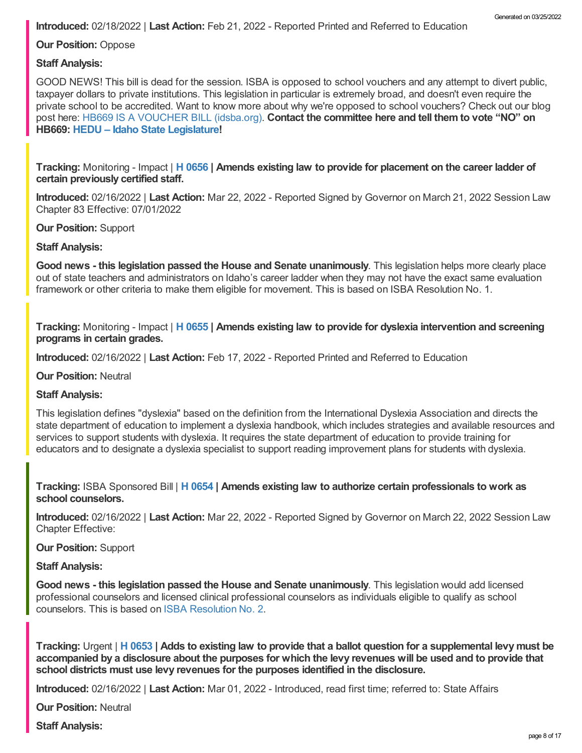**Introduced:** 02/18/2022 | **Last Action:** Feb 21, 2022 - Reported Printed and Referred to Education

**Our Position:** Oppose

**Staff Analysis:**

GOOD NEWS! This bill is dead for the session. ISBA is opposed to school vouchers and any attempt to divert public, taxpayer dollars to private institutions. This legislation in particular is extremely broad, and doesn't even require the private school to be accredited. Want to know more about why we're opposed to school vouchers? Check out our blog post here: HB669 IS A VOUCHER BILL (idsba.org). **Contact the committee here and tell them to vote "NO" on HB669: HEDU – Idaho State Legislature!**

**Tracking:** Monitoring - Impact | **H 0656 | Amends existing law to provide for placement on the career ladder of certain previously certified staff.**

**Introduced:** 02/16/2022 | **Last Action:** Mar 22, 2022 - Reported Signed by Governor on March 21, 2022 Session Law Chapter 83 Effective: 07/01/2022

**Our Position:** Support

**Staff Analysis:**

**Good news - this legislation passed the House and Senate unanimously**. This legislation helps more clearly place out of state teachers and administrators on Idaho's career ladder when they may not have the exact same evaluation framework or other criteria to make them eligible for movement. This is based on ISBA Resolution No. 1.

**Tracking:** Monitoring - Impact | **H 0655 | Amends existing law to provide for dyslexia intervention and screening programs in certain grades.**

**Introduced:** 02/16/2022 | **Last Action:** Feb 17, 2022 - Reported Printed and Referred to Education

**Our Position:** Neutral

**Staff Analysis:**

This legislation defines "dyslexia" based on the definition from the International Dyslexia Association and directs the state department of education to implement a dyslexia handbook, which includes strategies and available resources and services to support students with dyslexia. It requires the state department of education to provide training for educators and to designate a dyslexia specialist to support reading improvement plans for students with dyslexia.

**Tracking:** ISBA Sponsored Bill | **H 0654 | Amends existing law to authorize certain professionals to work as school counselors.**

**Introduced:** 02/16/2022 | **Last Action:** Mar 22, 2022 - Reported Signed by Governor on March 22, 2022 Session Law Chapter Effective:

**Our Position:** Support

**Staff Analysis:**

**Good news - this legislation passed the House and Senate unanimously**. This legislation would add licensed professional counselors and licensed clinical professional counselors as individuals eligible to qualify as school counselors. This is based on ISBA Resolution No. 2.

**Tracking:** Urgent | **H 0653 | Adds to existing law to provide that a ballot question for a supplemental levy must be accompanied by a disclosure about the purposes for which the levy revenues will be used and to provide that school districts must use levy revenues for the purposes identified in the disclosure.**

**Introduced:** 02/16/2022 | **Last Action:** Mar 01, 2022 - Introduced, read first time; referred to: State Affairs

**Our Position:** Neutral

**Staff Analysis:**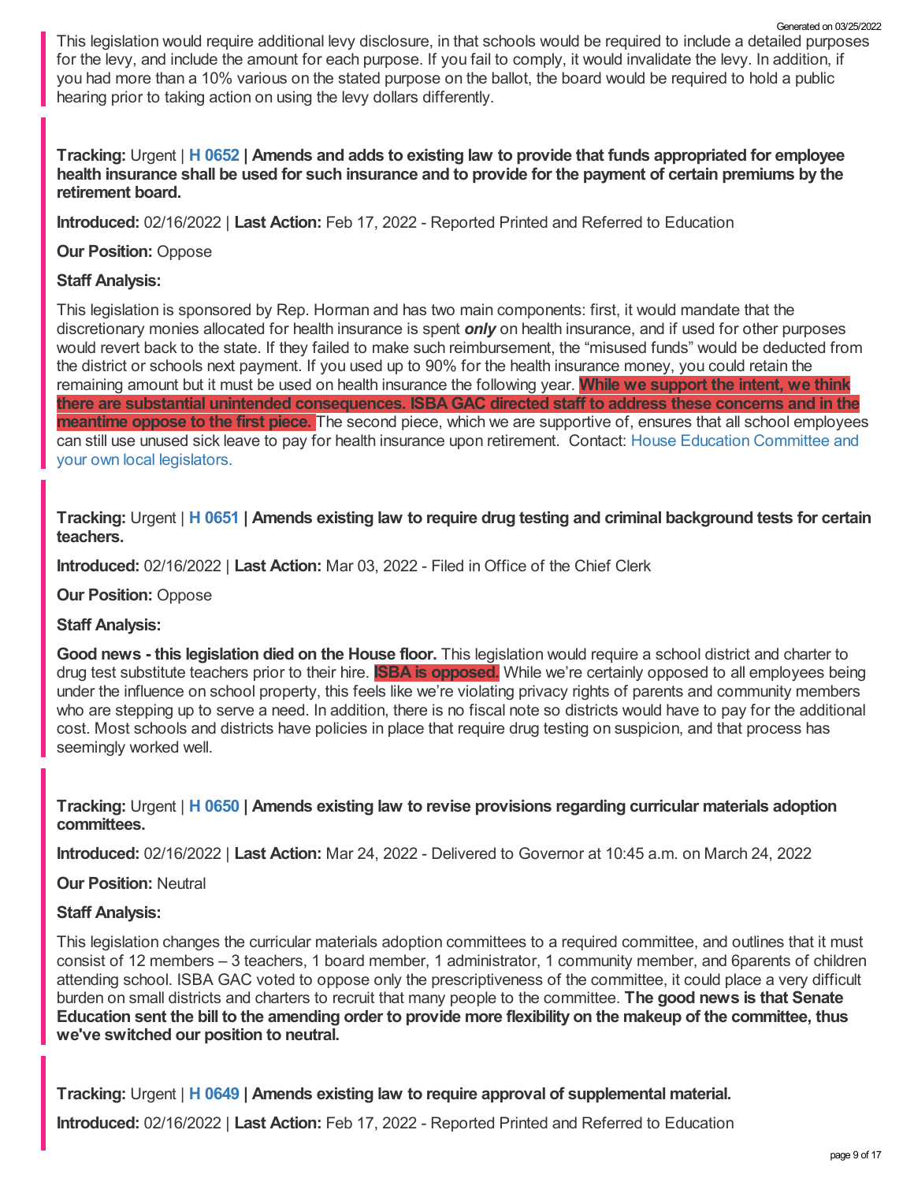This legislation would require additional levy disclosure, in that schools would be required to include a detailed purposes for the levy, and include the amount for each purpose. If you fail to comply, it would invalidate the levy. In addition, if you had more than a 10% various on the stated purpose on the ballot, the board would be required to hold a public hearing prior to taking action on using the levy dollars differently.

**Tracking:** Urgent | **H 0652 | Amends and adds to existing law to provide that funds appropriated for employee health insurance shall be used for such insurance and to provide for the payment of certain premiums by the retirement board.**

**Introduced:** 02/16/2022 | **Last Action:** Feb 17, 2022 - Reported Printed and Referred to Education

**Our Position:** Oppose

**Staff Analysis:**

This legislation is sponsored by Rep. Horman and has two main components: first, it would mandate that the discretionary monies allocated for health insurance is spent ***only*** on health insurance, and if used for other purposes would revert back to the state. If they failed to make such reimbursement, the "misused funds" would be deducted from the district or schools next payment. If you used up to 90% for the health insurance money, you could retain the remaining amount but it must be used on health insurance the following year. **While we support the intent, we think there are substantial unintended consequences. ISBA GAC directed staff to address these concerns and in the meantime oppose to the first piece.** The second piece, which we are supportive of, ensures that all school employees can still use unused sick leave to pay for health insurance upon retirement. Contact: House Education Committee and your own local legislators.

**Tracking:** Urgent | **H 0651 | Amends existing law to require drug testing and criminal background tests for certain teachers.**

**Introduced:** 02/16/2022 | **Last Action:** Mar 03, 2022 - Filed in Office of the Chief Clerk

**Our Position:** Oppose

**Staff Analysis:**

**Good news - this legislation died on the House floor.** This legislation would require a school district and charter to drug test substitute teachers prior to their hire. **ISBA is opposed.** While we're certainly opposed to all employees being under the influence on school property, this feels like we're violating privacy rights of parents and community members who are stepping up to serve a need. In addition, there is no fiscal note so districts would have to pay for the additional cost. Most schools and districts have policies in place that require drug testing on suspicion, and that process has seemingly worked well.

**Tracking:** Urgent | **H 0650 | Amends existing law to revise provisions regarding curricular materials adoption committees.**

**Introduced:** 02/16/2022 | **Last Action:** Mar 24, 2022 - Delivered to Governor at 10:45 a.m. on March 24, 2022

**Our Position:** Neutral

**Staff Analysis:**

This legislation changes the curricular materials adoption committees to a required committee, and outlines that it must consist of 12 members – 3 teachers, 1 board member, 1 administrator, 1 community member, and 6parents of children attending school. ISBA GAC voted to oppose only the prescriptiveness of the committee, it could place a very difficult burden on small districts and charters to recruit that many people to the committee. **The good news is that Senate Education sent the bill to the amending order to provide more flexibility on the makeup of the committee, thus we've switched our position to neutral.**

**Tracking:** Urgent | **H 0649 | Amends existing law to require approval of supplemental material.**

**Introduced:** 02/16/2022 | **Last Action:** Feb 17, 2022 - Reported Printed and Referred to Education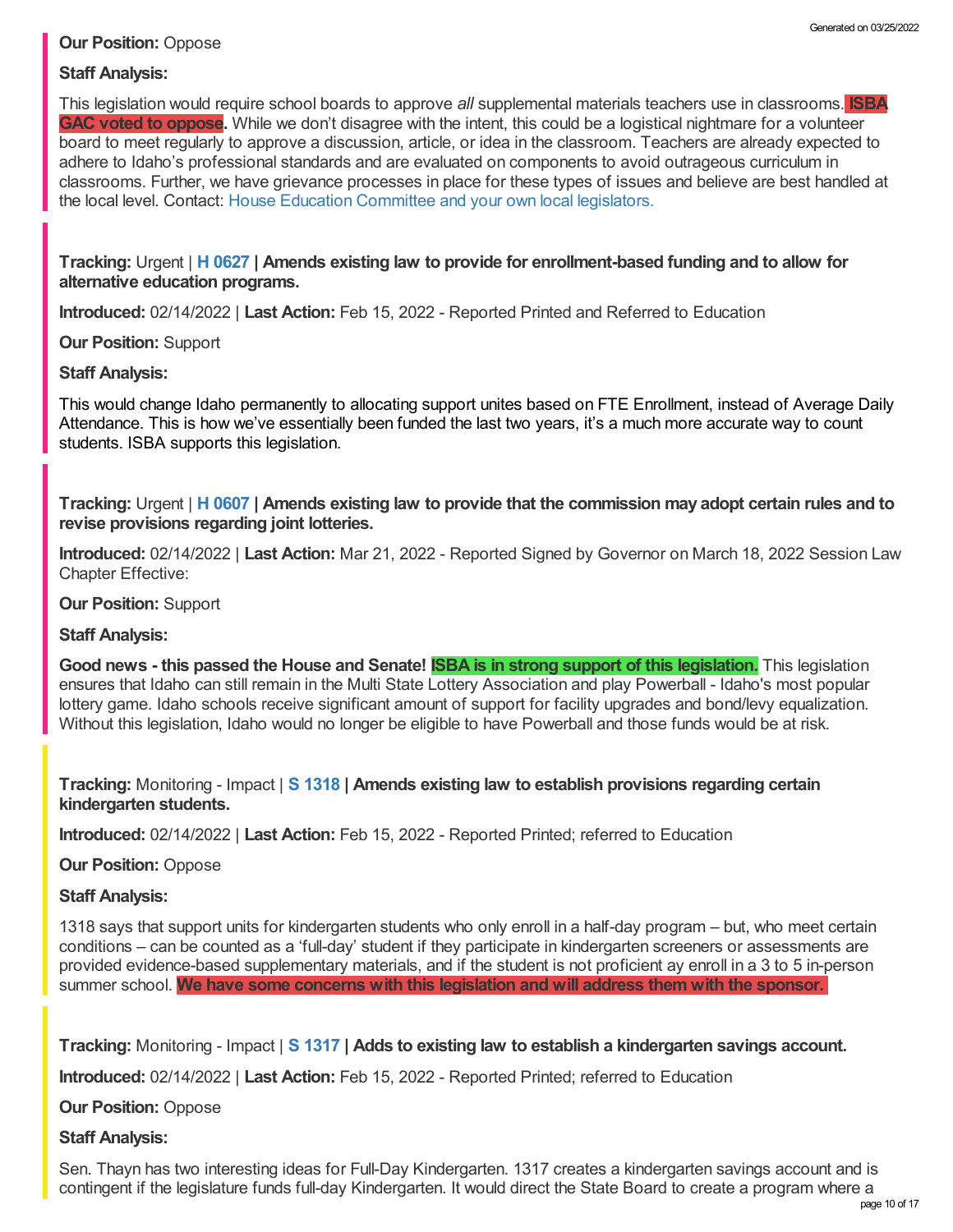**Our Position:** Oppose

**Staff Analysis:**

This legislation would require school boards to approve *all* supplemental materials teachers use in classrooms. **ISBA GAC voted to oppose.** While we don't disagree with the intent, this could be a logistical nightmare for a volunteer board to meet regularly to approve a discussion, article, or idea in the classroom. Teachers are already expected to adhere to Idaho's professional standards and are evaluated on components to avoid outrageous curriculum in classrooms. Further, we have grievance processes in place for these types of issues and believe are best handled at the local level. Contact: House Education Committee and your own local legislators.

**Tracking:** Urgent | **H 0627 | Amends existing law to provide for enrollment-based funding and to allow for alternative education programs.**

**Introduced:** 02/14/2022 | **Last Action:** Feb 15, 2022 - Reported Printed and Referred to Education

**Our Position:** Support

**Staff Analysis:**

This would change Idaho permanently to allocating support unites based on FTE Enrollment, instead of Average Daily Attendance. This is how we've essentially been funded the last two years, it's a much more accurate way to count students. ISBA supports this legislation.

**Tracking:** Urgent | **H 0607 | Amends existing law to provide that the commission may adopt certain rules and to revise provisions regarding joint lotteries.**

**Introduced:** 02/14/2022 | **Last Action:** Mar 21, 2022 - Reported Signed by Governor on March 18, 2022 Session Law Chapter Effective:

**Our Position:** Support

**Staff Analysis:**

**Good news - this passed the House and Senate! ISBA is in strong support of this legislation.** This legislation ensures that Idaho can still remain in the Multi State Lottery Association and play Powerball - Idaho's most popular lottery game. Idaho schools receive significant amount of support for facility upgrades and bond/levy equalization. Without this legislation, Idaho would no longer be eligible to have Powerball and those funds would be at risk.

**Tracking:** Monitoring - Impact | **S 1318 | Amends existing law to establish provisions regarding certain kindergarten students.**

**Introduced:** 02/14/2022 | **Last Action:** Feb 15, 2022 - Reported Printed; referred to Education

**Our Position:** Oppose

**Staff Analysis:**

1318 says that support units for kindergarten students who only enroll in a half-day program – but, who meet certain conditions – can be counted as a 'full-day' student if they participate in kindergarten screeners or assessments are provided evidence-based supplementary materials, and if the student is not proficient ay enroll in a 3 to 5 in-person summer school. **We have some concerns with this legislation and will address them with the sponsor.**

**Tracking:** Monitoring - Impact | **S 1317 | Adds to existing law to establish a kindergarten savings account.**

**Introduced:** 02/14/2022 | **Last Action:** Feb 15, 2022 - Reported Printed; referred to Education

**Our Position:** Oppose

**Staff Analysis:**

Sen. Thayn has two interesting ideas for Full-Day Kindergarten. 1317 creates a kindergarten savings account and is contingent if the legislature funds full-day Kindergarten. It would direct the State Board to create a program where a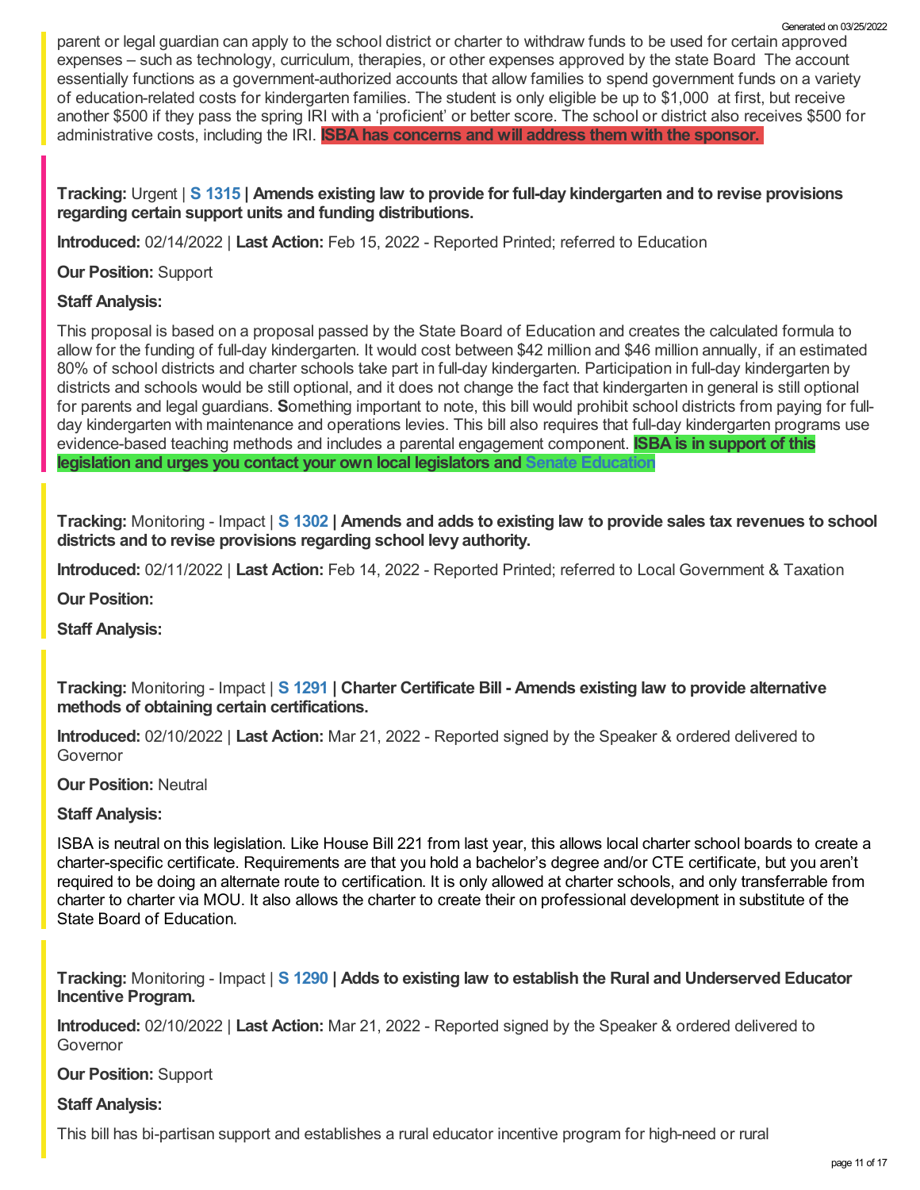parent or legal guardian can apply to the school district or charter to withdraw funds to be used for certain approved expenses – such as technology, curriculum, therapies, or other expenses approved by the state Board The account essentially functions as a government-authorized accounts that allow families to spend government funds on a variety of education-related costs for kindergarten families. The student is only eligible be up to $1,000 at first, but receive another $500 if they pass the spring IRI with a 'proficient' or better score. The school or district also receives $500 for administrative costs, including the IRI. **ISBA has concerns and will address them with the sponsor.**

**Tracking:** Urgent | **S 1315 | Amends existing law to provide for full-day kindergarten and to revise provisions regarding certain support units and funding distributions.**

**Introduced:** 02/14/2022 | **Last Action:** Feb 15, 2022 - Reported Printed; referred to Education

**Our Position:** Support

**Staff Analysis:**

This proposal is based on a proposal passed by the State Board of Education and creates the calculated formula to allow for the funding of full-day kindergarten. It would cost between $42 million and $46 million annually, if an estimated 80% of school districts and charter schools take part in full-day kindergarten. Participation in full-day kindergarten by districts and schools would be still optional, and it does not change the fact that kindergarten in general is still optional for parents and legal guardians. **S**omething important to note, this bill would prohibit school districts from paying for full-day kindergarten with maintenance and operations levies. This bill also requires that full-day kindergarten programs use evidence-based teaching methods and includes a parental engagement component. **ISBA is in support of this legislation and urges you contact your own local legislators and** Senate Education

**Tracking:** Monitoring - Impact | **S 1302 | Amends and adds to existing law to provide sales tax revenues to school districts and to revise provisions regarding school levy authority.**

**Introduced:** 02/11/2022 | **Last Action:** Feb 14, 2022 - Reported Printed; referred to Local Government & Taxation

**Our Position:**

**Staff Analysis:**

**Tracking:** Monitoring - Impact | **S 1291 | Charter Certificate Bill - Amends existing law to provide alternative methods of obtaining certain certifications.**

**Introduced:** 02/10/2022 | **Last Action:** Mar 21, 2022 - Reported signed by the Speaker & ordered delivered to Governor

**Our Position:** Neutral

**Staff Analysis:**

ISBA is neutral on this legislation. Like House Bill 221 from last year, this allows local charter school boards to create a charter-specific certificate. Requirements are that you hold a bachelor's degree and/or CTE certificate, but you aren't required to be doing an alternate route to certification. It is only allowed at charter schools, and only transferrable from charter to charter via MOU. It also allows the charter to create their on professional development in substitute of the State Board of Education.

**Tracking:** Monitoring - Impact | **S 1290 | Adds to existing law to establish the Rural and Underserved Educator Incentive Program.**

**Introduced:** 02/10/2022 | **Last Action:** Mar 21, 2022 - Reported signed by the Speaker & ordered delivered to Governor

**Our Position:** Support

**Staff Analysis:**

This bill has bi-partisan support and establishes a rural educator incentive program for high-need or rural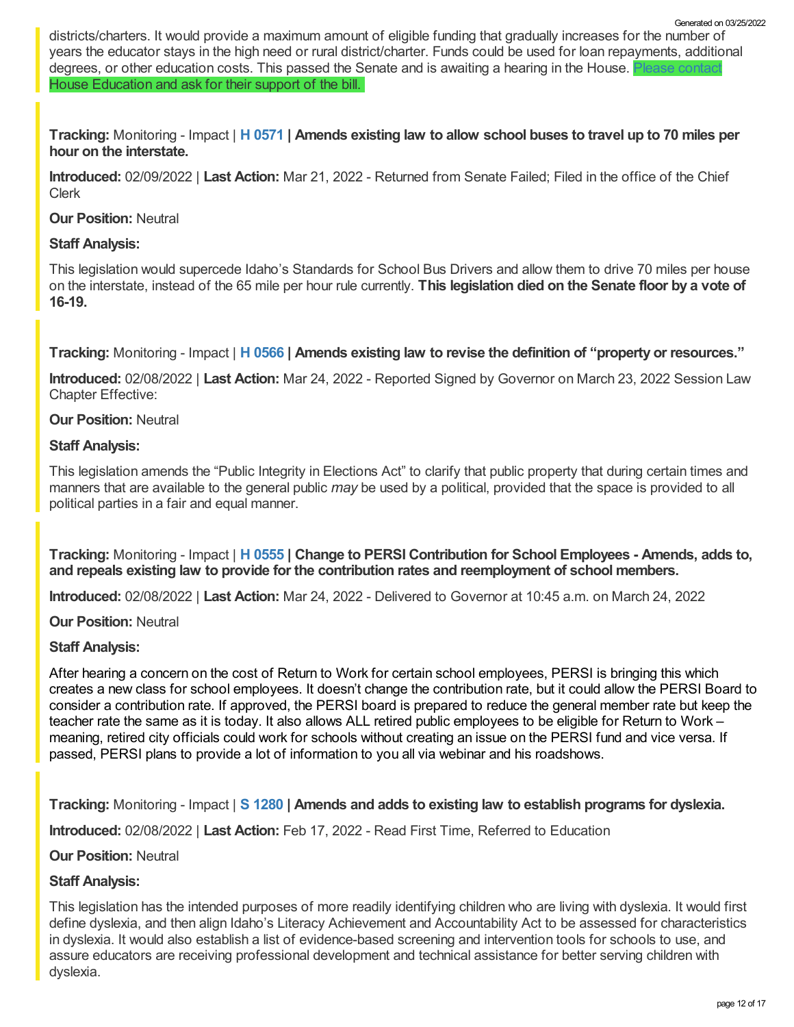districts/charters. It would provide a maximum amount of eligible funding that gradually increases for the number of years the educator stays in the high need or rural district/charter. Funds could be used for loan repayments, additional degrees, or other education costs. This passed the Senate and is awaiting a hearing in the House. Please contact House Education and ask for their support of the bill.

**Tracking:** Monitoring - Impact | **H 0571 | Amends existing law to allow school buses to travel up to 70 miles per hour on the interstate.**

**Introduced:** 02/09/2022 | **Last Action:** Mar 21, 2022 - Returned from Senate Failed; Filed in the office of the Chief Clerk

**Our Position:** Neutral

**Staff Analysis:**

This legislation would supercede Idaho's Standards for School Bus Drivers and allow them to drive 70 miles per house on the interstate, instead of the 65 mile per hour rule currently. **This legislation died on the Senate floor by a vote of 16-19.**

**Tracking:** Monitoring - Impact | **H 0566 | Amends existing law to revise the definition of "property or resources."**

**Introduced:** 02/08/2022 | **Last Action:** Mar 24, 2022 - Reported Signed by Governor on March 23, 2022 Session Law Chapter Effective:

**Our Position:** Neutral

**Staff Analysis:**

This legislation amends the "Public Integrity in Elections Act" to clarify that public property that during certain times and manners that are available to the general public *may* be used by a political, provided that the space is provided to all political parties in a fair and equal manner.

**Tracking:** Monitoring - Impact | **H 0555 | Change to PERSI Contribution for School Employees - Amends, adds to, and repeals existing law to provide for the contribution rates and reemployment of school members.**

**Introduced:** 02/08/2022 | **Last Action:** Mar 24, 2022 - Delivered to Governor at 10:45 a.m. on March 24, 2022

**Our Position:** Neutral

**Staff Analysis:**

After hearing a concern on the cost of Return to Work for certain school employees, PERSI is bringing this which creates a new class for school employees. It doesn't change the contribution rate, but it could allow the PERSI Board to consider a contribution rate. If approved, the PERSI board is prepared to reduce the general member rate but keep the teacher rate the same as it is today. It also allows ALL retired public employees to be eligible for Return to Work – meaning, retired city officials could work for schools without creating an issue on the PERSI fund and vice versa. If passed, PERSI plans to provide a lot of information to you all via webinar and his roadshows.

**Tracking:** Monitoring - Impact | **S 1280 | Amends and adds to existing law to establish programs for dyslexia.**

**Introduced:** 02/08/2022 | **Last Action:** Feb 17, 2022 - Read First Time, Referred to Education

**Our Position:** Neutral

**Staff Analysis:**

This legislation has the intended purposes of more readily identifying children who are living with dyslexia. It would first define dyslexia, and then align Idaho's Literacy Achievement and Accountability Act to be assessed for characteristics in dyslexia. It would also establish a list of evidence-based screening and intervention tools for schools to use, and assure educators are receiving professional development and technical assistance for better serving children with dyslexia.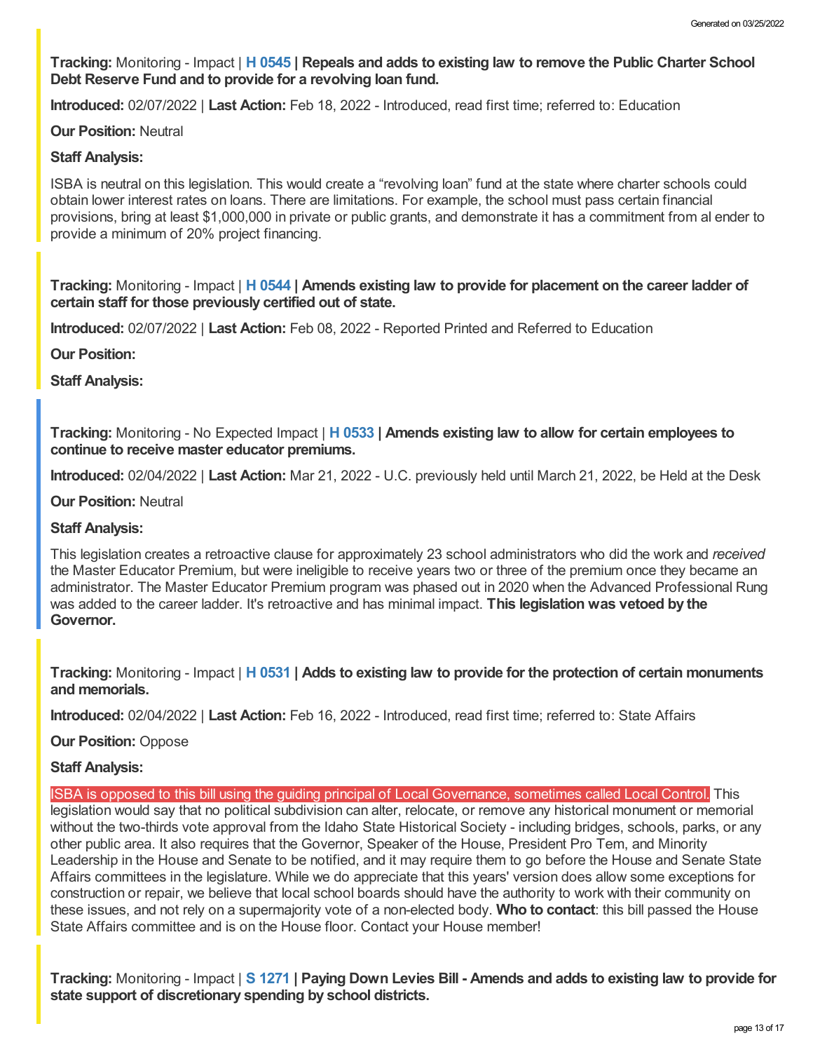**Tracking:** Monitoring - Impact | **H 0545 | Repeals and adds to existing law to remove the Public Charter School Debt Reserve Fund and to provide for a revolving loan fund.**

**Introduced:** 02/07/2022 | **Last Action:** Feb 18, 2022 - Introduced, read first time; referred to: Education

**Our Position:** Neutral

**Staff Analysis:**

ISBA is neutral on this legislation. This would create a "revolving loan" fund at the state where charter schools could obtain lower interest rates on loans. There are limitations. For example, the school must pass certain financial provisions, bring at least $1,000,000 in private or public grants, and demonstrate it has a commitment from al ender to provide a minimum of 20% project financing.

**Tracking:** Monitoring - Impact | **H 0544 | Amends existing law to provide for placement on the career ladder of certain staff for those previously certified out of state.**

**Introduced:** 02/07/2022 | **Last Action:** Feb 08, 2022 - Reported Printed and Referred to Education

**Our Position:**

**Staff Analysis:**

**Tracking:** Monitoring - No Expected Impact | **H 0533 | Amends existing law to allow for certain employees to continue to receive master educator premiums.**

**Introduced:** 02/04/2022 | **Last Action:** Mar 21, 2022 - U.C. previously held until March 21, 2022, be Held at the Desk

**Our Position:** Neutral

**Staff Analysis:**

This legislation creates a retroactive clause for approximately 23 school administrators who did the work and *received* the Master Educator Premium, but were ineligible to receive years two or three of the premium once they became an administrator. The Master Educator Premium program was phased out in 2020 when the Advanced Professional Rung was added to the career ladder. It's retroactive and has minimal impact. **This legislation was vetoed by the Governor.**

**Tracking:** Monitoring - Impact | **H 0531 | Adds to existing law to provide for the protection of certain monuments and memorials.**

**Introduced:** 02/04/2022 | **Last Action:** Feb 16, 2022 - Introduced, read first time; referred to: State Affairs

**Our Position:** Oppose

**Staff Analysis:**

ISBA is opposed to this bill using the guiding principal of Local Governance, sometimes called Local Control. This legislation would say that no political subdivision can alter, relocate, or remove any historical monument or memorial without the two-thirds vote approval from the Idaho State Historical Society - including bridges, schools, parks, or any other public area. It also requires that the Governor, Speaker of the House, President Pro Tem, and Minority Leadership in the House and Senate to be notified, and it may require them to go before the House and Senate State Affairs committees in the legislature. While we do appreciate that this years' version does allow some exceptions for construction or repair, we believe that local school boards should have the authority to work with their community on these issues, and not rely on a supermajority vote of a non-elected body. **Who to contact**: this bill passed the House State Affairs committee and is on the House floor. Contact your House member!

**Tracking:** Monitoring - Impact | **S 1271 | Paying Down Levies Bill - Amends and adds to existing law to provide for state support of discretionary spending by school districts.**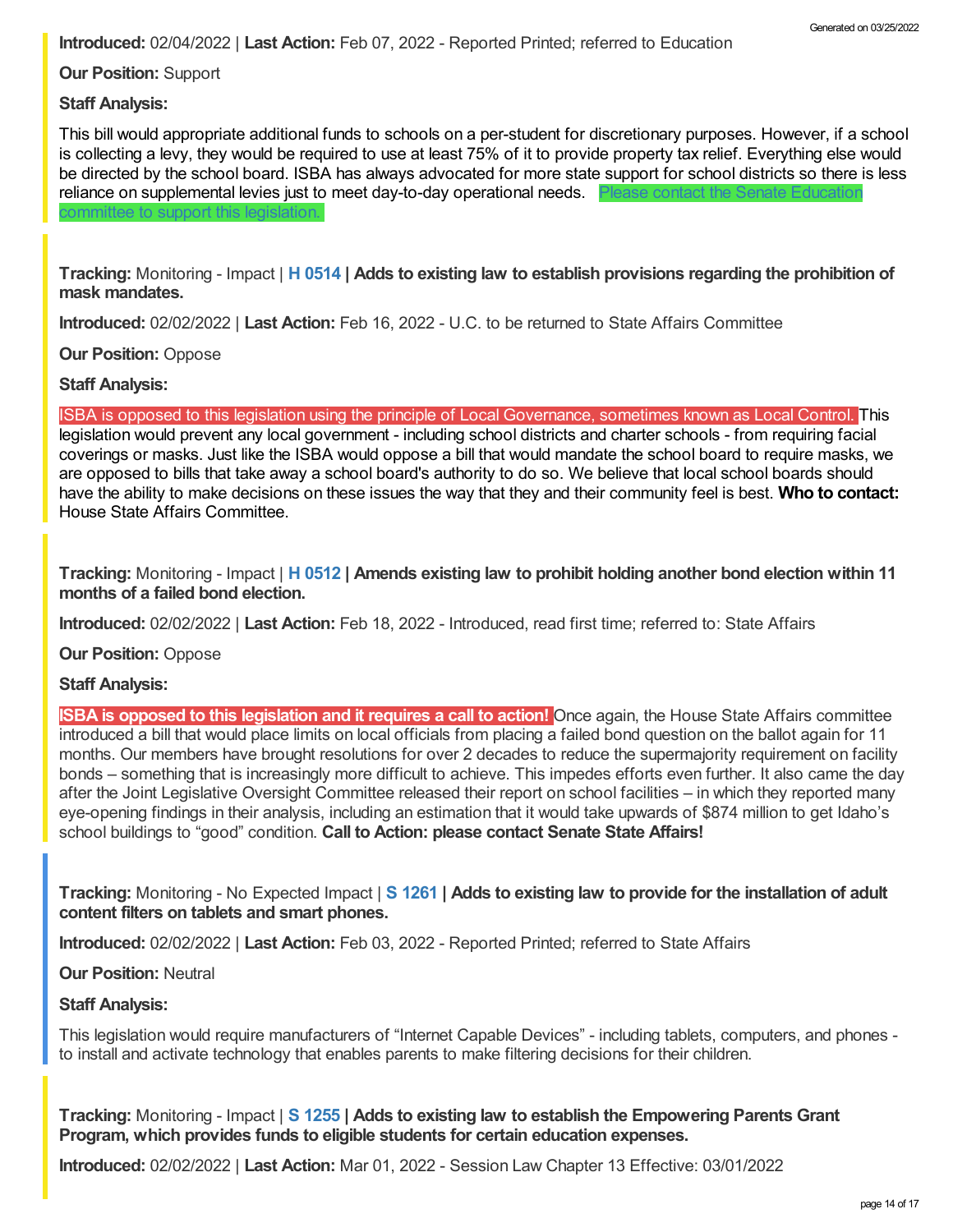**Introduced:** 02/04/2022 | **Last Action:** Feb 07, 2022 - Reported Printed; referred to Education

**Our Position:** Support

**Staff Analysis:**

This bill would appropriate additional funds to schools on a per-student for discretionary purposes. However, if a school is collecting a levy, they would be required to use at least 75% of it to provide property tax relief. Everything else would be directed by the school board. ISBA has always advocated for more state support for school districts so there is less reliance on supplemental levies just to meet day-to-day operational needs. Please contact the Senate Education committee to support this legislation.

**Tracking:** Monitoring - Impact | **H 0514 | Adds to existing law to establish provisions regarding the prohibition of mask mandates.**

**Introduced:** 02/02/2022 | **Last Action:** Feb 16, 2022 - U.C. to be returned to State Affairs Committee

**Our Position:** Oppose

**Staff Analysis:**

ISBA is opposed to this legislation using the principle of Local Governance, sometimes known as Local Control. This legislation would prevent any local government - including school districts and charter schools - from requiring facial coverings or masks. Just like the ISBA would oppose a bill that would mandate the school board to require masks, we are opposed to bills that take away a school board's authority to do so. We believe that local school boards should have the ability to make decisions on these issues the way that they and their community feel is best. **Who to contact:** House State Affairs Committee.

**Tracking:** Monitoring - Impact | **H 0512 | Amends existing law to prohibit holding another bond election within 11 months of a failed bond election.**

**Introduced:** 02/02/2022 | **Last Action:** Feb 18, 2022 - Introduced, read first time; referred to: State Affairs

**Our Position:** Oppose

**Staff Analysis:**

**ISBA is opposed to this legislation and it requires a call to action!** Once again, the House State Affairs committee introduced a bill that would place limits on local officials from placing a failed bond question on the ballot again for 11 months. Our members have brought resolutions for over 2 decades to reduce the supermajority requirement on facility bonds – something that is increasingly more difficult to achieve. This impedes efforts even further. It also came the day after the Joint Legislative Oversight Committee released their report on school facilities – in which they reported many eye-opening findings in their analysis, including an estimation that it would take upwards of $874 million to get Idaho's school buildings to "good" condition. **Call to Action: please contact Senate State Affairs!**

**Tracking:** Monitoring - No Expected Impact | **S 1261 | Adds to existing law to provide for the installation of adult content filters on tablets and smart phones.**

**Introduced:** 02/02/2022 | **Last Action:** Feb 03, 2022 - Reported Printed; referred to State Affairs

**Our Position:** Neutral

**Staff Analysis:**

This legislation would require manufacturers of "Internet Capable Devices" - including tablets, computers, and phones - to install and activate technology that enables parents to make filtering decisions for their children.

**Tracking:** Monitoring - Impact | **S 1255 | Adds to existing law to establish the Empowering Parents Grant Program, which provides funds to eligible students for certain education expenses.**

**Introduced:** 02/02/2022 | **Last Action:** Mar 01, 2022 - Session Law Chapter 13 Effective: 03/01/2022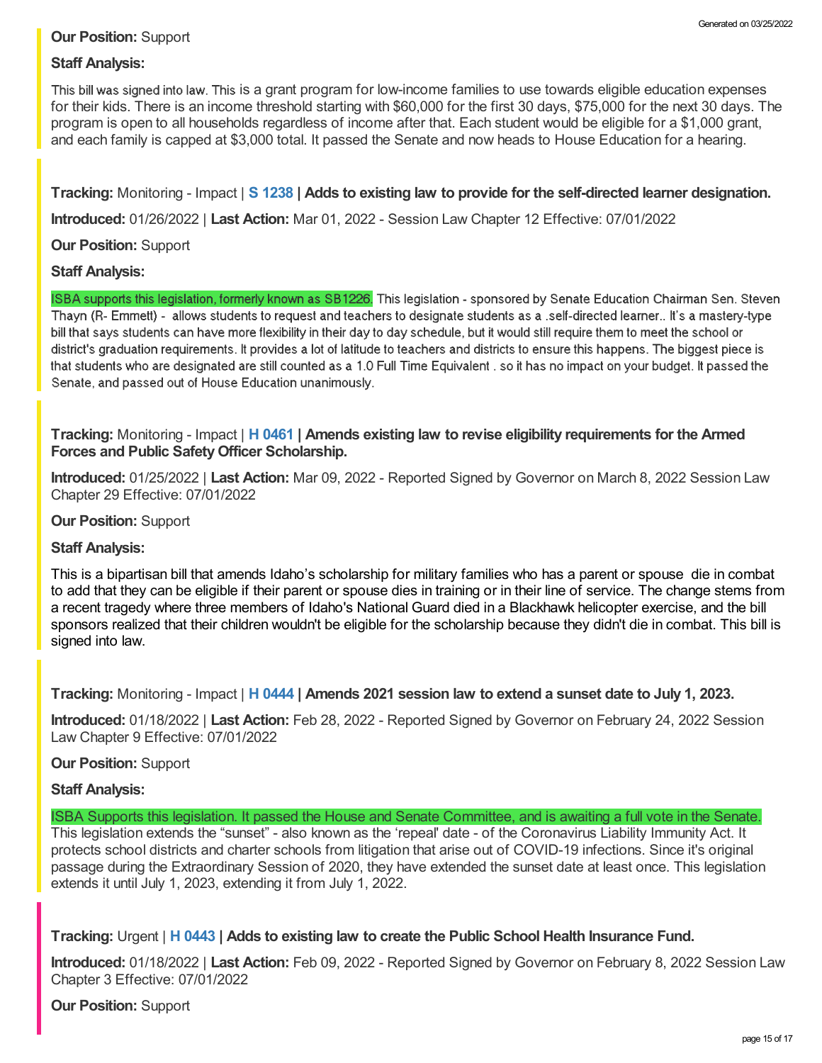**Our Position:** Support

**Staff Analysis:**

This bill was signed into law. This is a grant program for low-income families to use towards eligible education expenses for their kids. There is an income threshold starting with $60,000 for the first 30 days, $75,000 for the next 30 days. The program is open to all households regardless of income after that. Each student would be eligible for a $1,000 grant, and each family is capped at $3,000 total. It passed the Senate and now heads to House Education for a hearing.

**Tracking:** Monitoring - Impact | **S 1238 | Adds to existing law to provide for the self-directed learner designation.**

**Introduced:** 01/26/2022 | **Last Action:** Mar 01, 2022 - Session Law Chapter 12 Effective: 07/01/2022

**Our Position:** Support

**Staff Analysis:**

ISBA supports this legislation, formerly known as SB1226. This legislation - sponsored by Senate Education Chairman Sen. Steven Thayn (R- Emmett) - allows students to request and teachers to designate students as a .self-directed learner.. It's a mastery-type bill that says students can have more flexibility in their day to day schedule, but it would still require them to meet the school or district's graduation requirements. It provides a lot of latitude to teachers and districts to ensure this happens. The biggest piece is that students who are designated are still counted as a 1.0 Full Time Equivalent . so it has no impact on your budget. It passed the Senate, and passed out of House Education unanimously.

**Tracking:** Monitoring - Impact | **H 0461 | Amends existing law to revise eligibility requirements for the Armed Forces and Public Safety Officer Scholarship.**

**Introduced:** 01/25/2022 | **Last Action:** Mar 09, 2022 - Reported Signed by Governor on March 8, 2022 Session Law Chapter 29 Effective: 07/01/2022

**Our Position:** Support

**Staff Analysis:**

This is a bipartisan bill that amends Idaho's scholarship for military families who has a parent or spouse die in combat to add that they can be eligible if their parent or spouse dies in training or in their line of service. The change stems from a recent tragedy where three members of Idaho's National Guard died in a Blackhawk helicopter exercise, and the bill sponsors realized that their children wouldn't be eligible for the scholarship because they didn't die in combat. This bill is signed into law.

**Tracking:** Monitoring - Impact | **H 0444 | Amends 2021 session law to extend a sunset date to July 1, 2023.**

**Introduced:** 01/18/2022 | **Last Action:** Feb 28, 2022 - Reported Signed by Governor on February 24, 2022 Session Law Chapter 9 Effective: 07/01/2022

**Our Position:** Support

**Staff Analysis:**

ISBA Supports this legislation. It passed the House and Senate Committee, and is awaiting a full vote in the Senate. This legislation extends the "sunset" - also known as the 'repeal' date - of the Coronavirus Liability Immunity Act. It protects school districts and charter schools from litigation that arise out of COVID-19 infections. Since it's original passage during the Extraordinary Session of 2020, they have extended the sunset date at least once. This legislation extends it until July 1, 2023, extending it from July 1, 2022.

**Tracking:** Urgent | **H 0443 | Adds to existing law to create the Public School Health Insurance Fund.**

**Introduced:** 01/18/2022 | **Last Action:** Feb 09, 2022 - Reported Signed by Governor on February 8, 2022 Session Law Chapter 3 Effective: 07/01/2022

**Our Position:** Support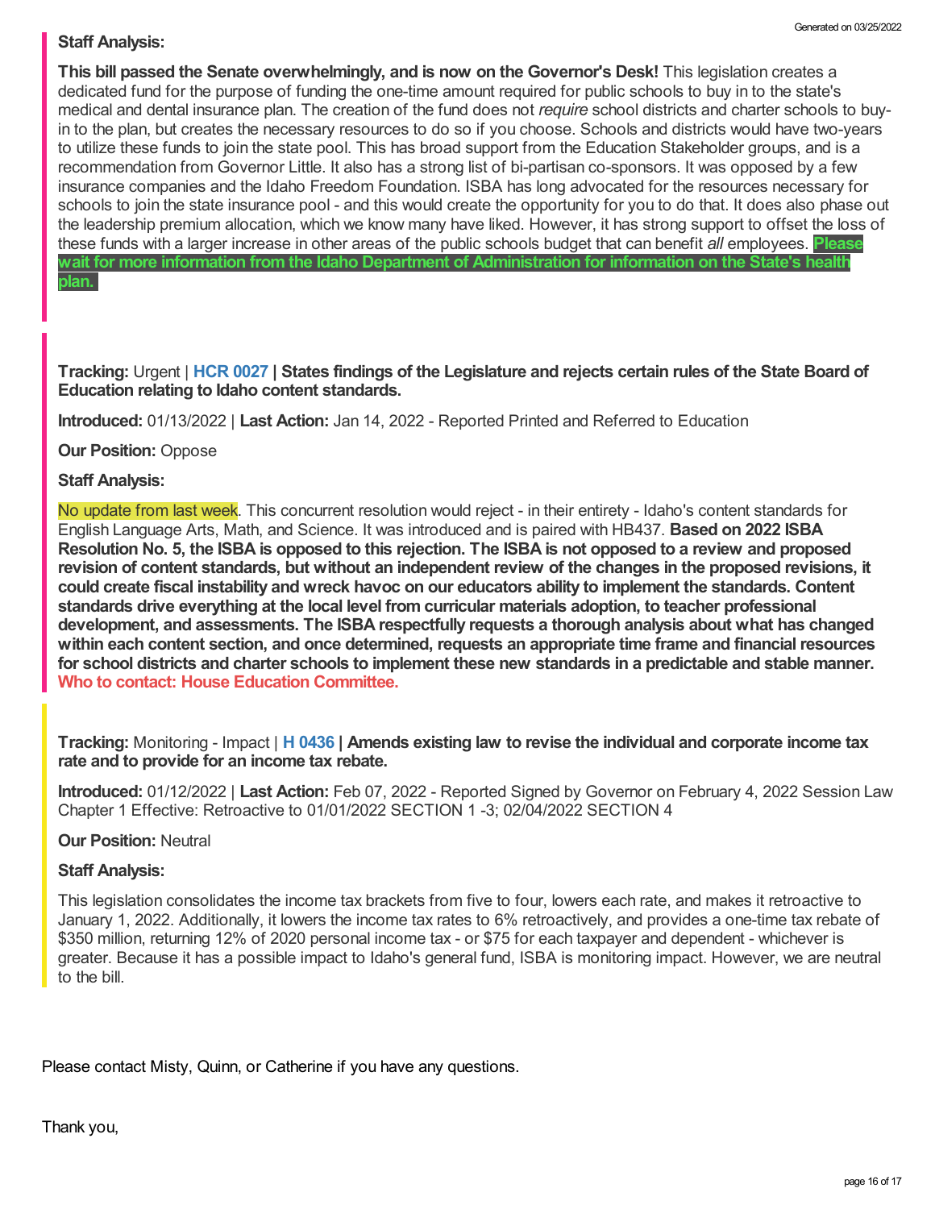**Staff Analysis:**

**This bill passed the Senate overwhelmingly, and is now on the Governor's Desk!** This legislation creates a dedicated fund for the purpose of funding the one-time amount required for public schools to buy in to the state's medical and dental insurance plan. The creation of the fund does not *require* school districts and charter schools to buy-in to the plan, but creates the necessary resources to do so if you choose. Schools and districts would have two-years to utilize these funds to join the state pool. This has broad support from the Education Stakeholder groups, and is a recommendation from Governor Little. It also has a strong list of bi-partisan co-sponsors. It was opposed by a few insurance companies and the Idaho Freedom Foundation. ISBA has long advocated for the resources necessary for schools to join the state insurance pool - and this would create the opportunity for you to do that. It does also phase out the leadership premium allocation, which we know many have liked. However, it has strong support to offset the loss of these funds with a larger increase in other areas of the public schools budget that can benefit *all* employees. **Please wait for more information from the Idaho Department of Administration for information on the State's health plan.**

**Tracking:** Urgent | **HCR 0027 | States findings of the Legislature and rejects certain rules of the State Board of Education relating to Idaho content standards.**

**Introduced:** 01/13/2022 | **Last Action:** Jan 14, 2022 - Reported Printed and Referred to Education

**Our Position:** Oppose

**Staff Analysis:**

No update from last week. This concurrent resolution would reject - in their entirety - Idaho's content standards for English Language Arts, Math, and Science. It was introduced and is paired with HB437. **Based on 2022 ISBA Resolution No. 5, the ISBA is opposed to this rejection. The ISBA is not opposed to a review and proposed revision of content standards, but without an independent review of the changes in the proposed revisions, it could create fiscal instability and wreck havoc on our educators ability to implement the standards. Content standards drive everything at the local level from curricular materials adoption, to teacher professional development, and assessments. The ISBA respectfully requests a thorough analysis about what has changed within each content section, and once determined, requests an appropriate time frame and financial resources for school districts and charter schools to implement these new standards in a predictable and stable manner. Who to contact: House Education Committee.**

**Tracking:** Monitoring - Impact | **H 0436 | Amends existing law to revise the individual and corporate income tax rate and to provide for an income tax rebate.**

**Introduced:** 01/12/2022 | **Last Action:** Feb 07, 2022 - Reported Signed by Governor on February 4, 2022 Session Law Chapter 1 Effective: Retroactive to 01/01/2022 SECTION 1 -3; 02/04/2022 SECTION 4

**Our Position:** Neutral

**Staff Analysis:**

This legislation consolidates the income tax brackets from five to four, lowers each rate, and makes it retroactive to January 1, 2022. Additionally, it lowers the income tax rates to 6% retroactively, and provides a one-time tax rebate of $350 million, returning 12% of 2020 personal income tax - or $75 for each taxpayer and dependent - whichever is greater. Because it has a possible impact to Idaho's general fund, ISBA is monitoring impact. However, we are neutral to the bill.

Please contact Misty, Quinn, or Catherine if you have any questions.

Thank you,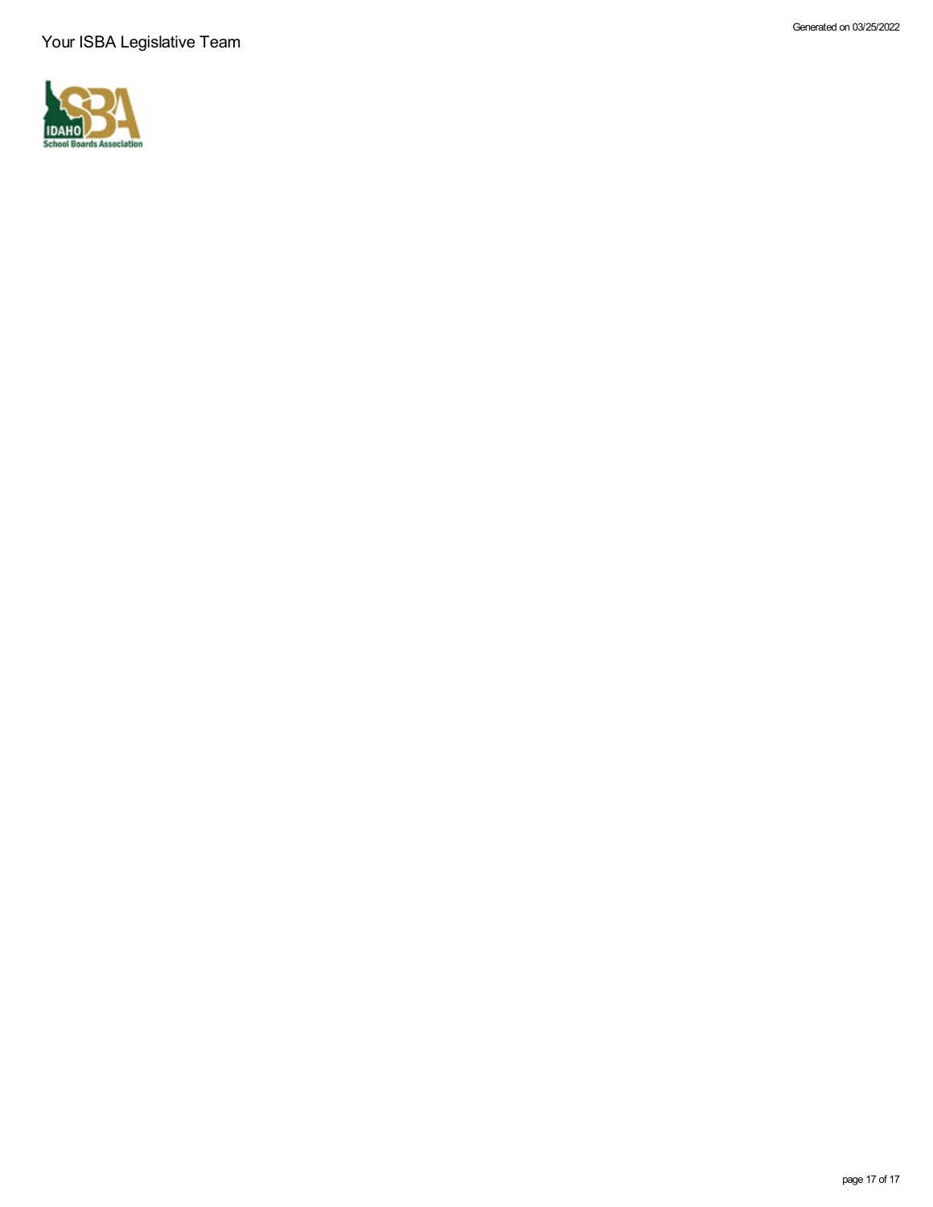Your ISBA Legislative Team